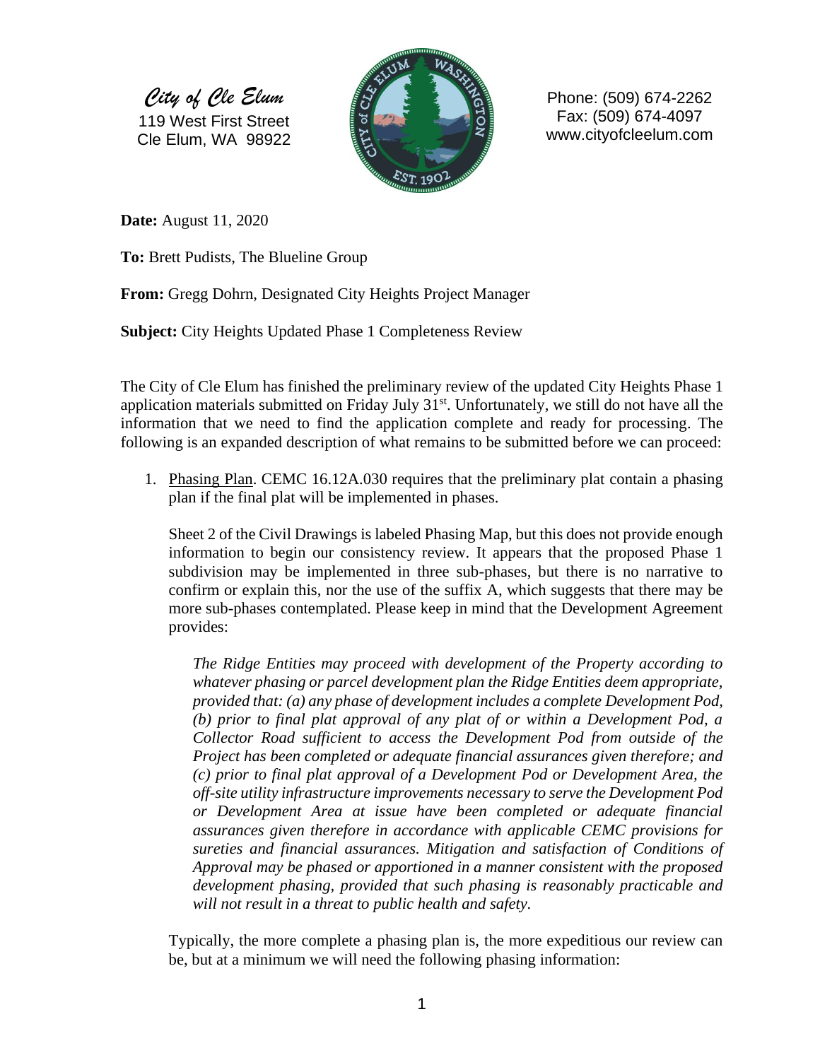*City of Cle Elum*
119 West First Street
Cle Elum, WA 98922

Phone: (509) 674-2262
Fax: (509) 674-4097
www.cityofcleelum.com

**Date:** August 11, 2020

**To:** Brett Pudists, The Blueline Group

**From:** Gregg Dohrn, Designated City Heights Project Manager

**Subject:** City Heights Updated Phase 1 Completeness Review

The City of Cle Elum has finished the preliminary review of the updated City Heights Phase 1 application materials submitted on Friday July 31st. Unfortunately, we still do not have all the information that we need to find the application complete and ready for processing. The following is an expanded description of what remains to be submitted before we can proceed:

1. Phasing Plan. CEMC 16.12A.030 requires that the preliminary plat contain a phasing plan if the final plat will be implemented in phases.

   Sheet 2 of the Civil Drawings is labeled Phasing Map, but this does not provide enough information to begin our consistency review. It appears that the proposed Phase 1 subdivision may be implemented in three sub-phases, but there is no narrative to confirm or explain this, nor the use of the suffix A, which suggests that there may be more sub-phases contemplated. Please keep in mind that the Development Agreement provides:

   *The Ridge Entities may proceed with development of the Property according to whatever phasing or parcel development plan the Ridge Entities deem appropriate, provided that: (a) any phase of development includes a complete Development Pod, (b) prior to final plat approval of any plat of or within a Development Pod, a Collector Road sufficient to access the Development Pod from outside of the Project has been completed or adequate financial assurances given therefore; and (c) prior to final plat approval of a Development Pod or Development Area, the off-site utility infrastructure improvements necessary to serve the Development Pod or Development Area at issue have been completed or adequate financial assurances given therefore in accordance with applicable CEMC provisions for sureties and financial assurances. Mitigation and satisfaction of Conditions of Approval may be phased or apportioned in a manner consistent with the proposed development phasing, provided that such phasing is reasonably practicable and will not result in a threat to public health and safety.*

   Typically, the more complete a phasing plan is, the more expeditious our review can be, but at a minimum we will need the following phasing information: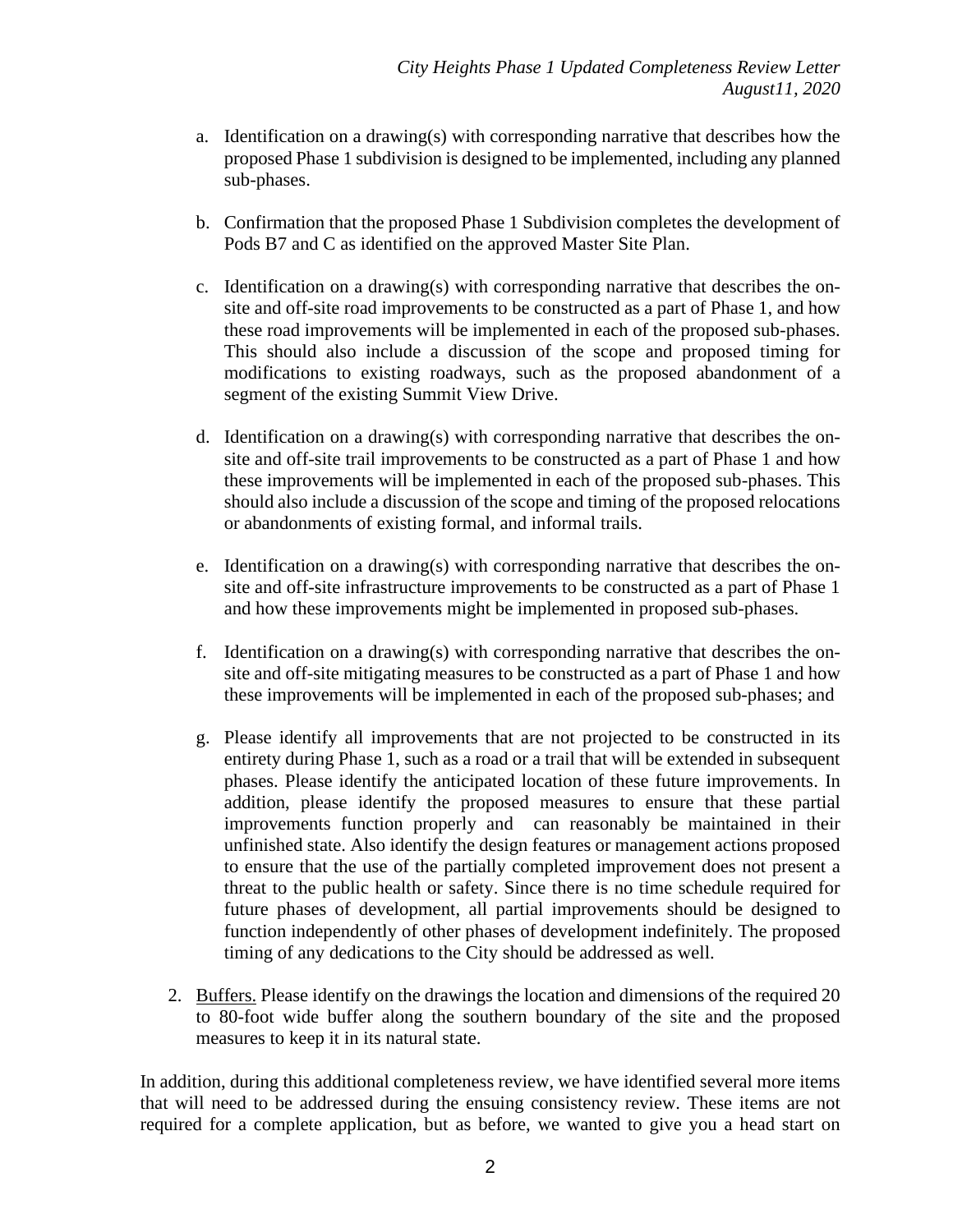a. Identification on a drawing(s) with corresponding narrative that describes how the proposed Phase 1 subdivision is designed to be implemented, including any planned sub-phases.

b. Confirmation that the proposed Phase 1 Subdivision completes the development of Pods B7 and C as identified on the approved Master Site Plan.

c. Identification on a drawing(s) with corresponding narrative that describes the on-site and off-site road improvements to be constructed as a part of Phase 1, and how these road improvements will be implemented in each of the proposed sub-phases. This should also include a discussion of the scope and proposed timing for modifications to existing roadways, such as the proposed abandonment of a segment of the existing Summit View Drive.

d. Identification on a drawing(s) with corresponding narrative that describes the on-site and off-site trail improvements to be constructed as a part of Phase 1 and how these improvements will be implemented in each of the proposed sub-phases. This should also include a discussion of the scope and timing of the proposed relocations or abandonments of existing formal, and informal trails.

e. Identification on a drawing(s) with corresponding narrative that describes the on-site and off-site infrastructure improvements to be constructed as a part of Phase 1 and how these improvements might be implemented in proposed sub-phases.

f. Identification on a drawing(s) with corresponding narrative that describes the on-site and off-site mitigating measures to be constructed as a part of Phase 1 and how these improvements will be implemented in each of the proposed sub-phases; and

g. Please identify all improvements that are not projected to be constructed in its entirety during Phase 1, such as a road or a trail that will be extended in subsequent phases. Please identify the anticipated location of these future improvements. In addition, please identify the proposed measures to ensure that these partial improvements function properly and can reasonably be maintained in their unfinished state. Also identify the design features or management actions proposed to ensure that the use of the partially completed improvement does not present a threat to the public health or safety. Since there is no time schedule required for future phases of development, all partial improvements should be designed to function independently of other phases of development indefinitely. The proposed timing of any dedications to the City should be addressed as well.

2. Buffers. Please identify on the drawings the location and dimensions of the required 20 to 80-foot wide buffer along the southern boundary of the site and the proposed measures to keep it in its natural state.

In addition, during this additional completeness review, we have identified several more items that will need to be addressed during the ensuing consistency review. These items are not required for a complete application, but as before, we wanted to give you a head start on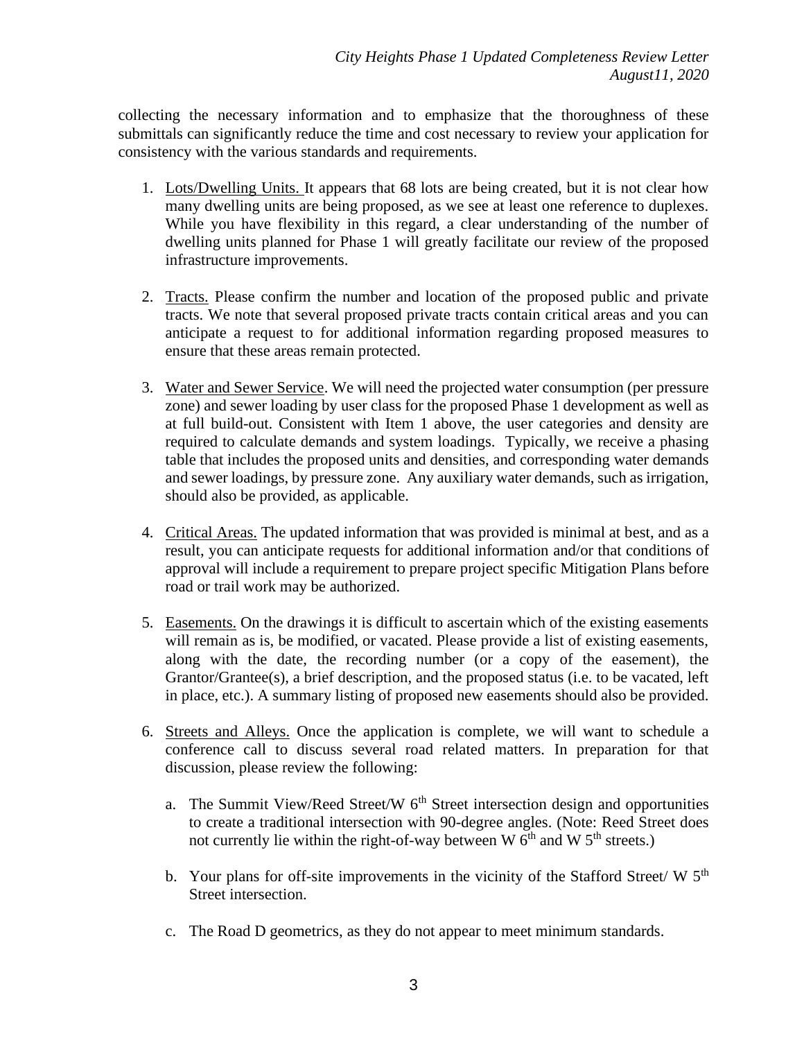collecting the necessary information and to emphasize that the thoroughness of these submittals can significantly reduce the time and cost necessary to review your application for consistency with the various standards and requirements.

1. Lots/Dwelling Units. It appears that 68 lots are being created, but it is not clear how many dwelling units are being proposed, as we see at least one reference to duplexes. While you have flexibility in this regard, a clear understanding of the number of dwelling units planned for Phase 1 will greatly facilitate our review of the proposed infrastructure improvements.

2. Tracts. Please confirm the number and location of the proposed public and private tracts. We note that several proposed private tracts contain critical areas and you can anticipate a request to for additional information regarding proposed measures to ensure that these areas remain protected.

3. Water and Sewer Service. We will need the projected water consumption (per pressure zone) and sewer loading by user class for the proposed Phase 1 development as well as at full build-out. Consistent with Item 1 above, the user categories and density are required to calculate demands and system loadings. Typically, we receive a phasing table that includes the proposed units and densities, and corresponding water demands and sewer loadings, by pressure zone. Any auxiliary water demands, such as irrigation, should also be provided, as applicable.

4. Critical Areas. The updated information that was provided is minimal at best, and as a result, you can anticipate requests for additional information and/or that conditions of approval will include a requirement to prepare project specific Mitigation Plans before road or trail work may be authorized.

5. Easements. On the drawings it is difficult to ascertain which of the existing easements will remain as is, be modified, or vacated. Please provide a list of existing easements, along with the date, the recording number (or a copy of the easement), the Grantor/Grantee(s), a brief description, and the proposed status (i.e. to be vacated, left in place, etc.). A summary listing of proposed new easements should also be provided.

6. Streets and Alleys. Once the application is complete, we will want to schedule a conference call to discuss several road related matters. In preparation for that discussion, please review the following:

   a. The Summit View/Reed Street/W 6th Street intersection design and opportunities to create a traditional intersection with 90-degree angles. (Note: Reed Street does not currently lie within the right-of-way between W 6th and W 5th streets.)

   b. Your plans for off-site improvements in the vicinity of the Stafford Street/ W 5th Street intersection.

   c. The Road D geometrics, as they do not appear to meet minimum standards.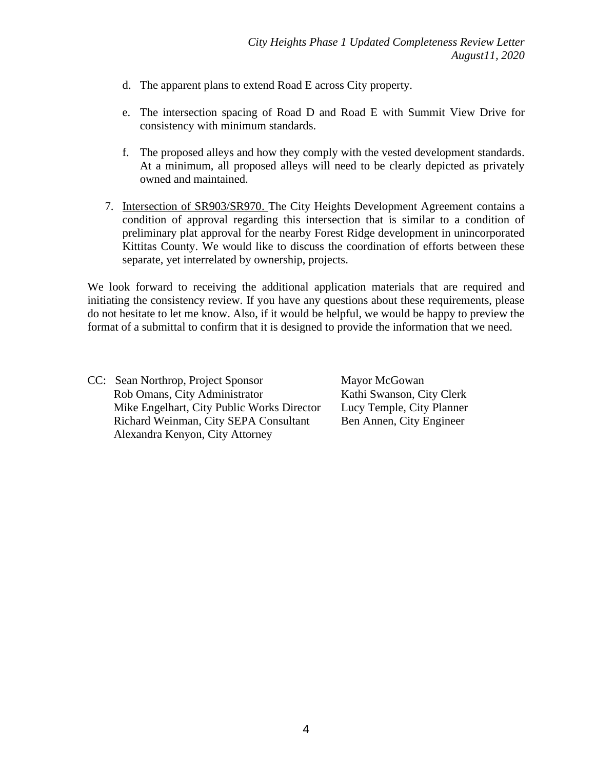d. The apparent plans to extend Road E across City property.

e. The intersection spacing of Road D and Road E with Summit View Drive for consistency with minimum standards.

f. The proposed alleys and how they comply with the vested development standards. At a minimum, all proposed alleys will need to be clearly depicted as privately owned and maintained.

7. <u>Intersection of SR903/SR970.</u> The City Heights Development Agreement contains a condition of approval regarding this intersection that is similar to a condition of preliminary plat approval for the nearby Forest Ridge development in unincorporated Kittitas County. We would like to discuss the coordination of efforts between these separate, yet interrelated by ownership, projects.

We look forward to receiving the additional application materials that are required and initiating the consistency review. If you have any questions about these requirements, please do not hesitate to let me know. Also, if it would be helpful, we would be happy to preview the format of a submittal to confirm that it is designed to provide the information that we need.

CC: Sean Northrop, Project Sponsor
Rob Omans, City Administrator
Mike Engelhart, City Public Works Director
Richard Weinman, City SEPA Consultant
Alexandra Kenyon, City Attorney
Mayor McGowan
Kathi Swanson, City Clerk
Lucy Temple, City Planner
Ben Annen, City Engineer